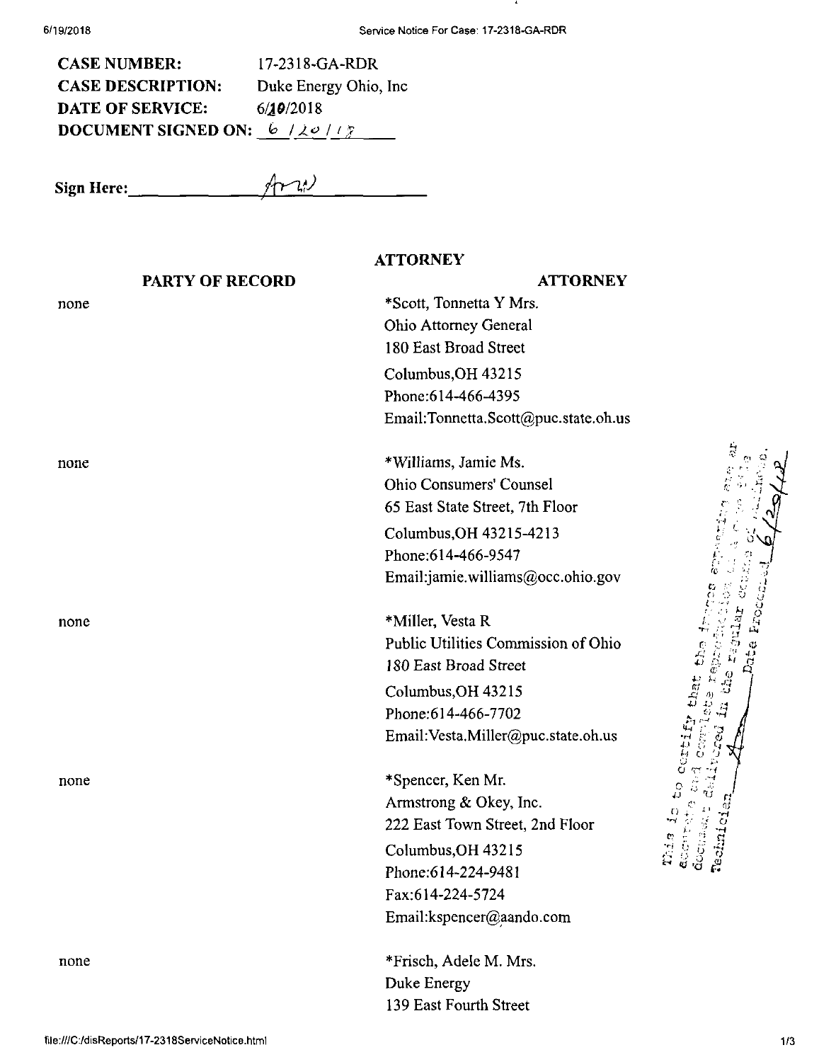**CASE NUMBER:** 17-2318-GA-RDR
**CASE DESCRIPTION:** Duke Energy Ohio, Inc
**DATE OF SERVICE:** 6/20/2018
**DOCUMENT SIGNED ON:** 6/20/18

**Sign Here:** ___________

| PARTY OF RECORD | ATTORNEY |
|---|---|
| none | *Scott, Tonnetta Y Mrs.<br>Ohio Attorney General<br>180 East Broad Street<br>Columbus,OH 43215<br>Phone:614-466-4395<br>Email:Tonnetta.Scott@puc.state.oh.us |
| none | *Williams, Jamie Ms.<br>Ohio Consumers' Counsel<br>65 East State Street, 7th Floor<br>Columbus,OH 43215-4213<br>Phone:614-466-9547<br>Email:jamie.williams@occ.ohio.gov |
| none | *Miller, Vesta R<br>Public Utilities Commission of Ohio<br>180 East Broad Street<br>Columbus,OH 43215<br>Phone:614-466-7702<br>Email:Vesta.Miller@puc.state.oh.us |
| none | *Spencer, Ken Mr.<br>Armstrong & Okey, Inc.<br>222 East Town Street, 2nd Floor<br>Columbus,OH 43215<br>Phone:614-224-9481<br>Fax:614-224-5724<br>Email:kspencer@aando.com |
| none | *Frisch, Adele M. Mrs.<br>Duke Energy<br>139 East Fourth Street |

This is to certify that the images appearing are an accurate and complete reproduction of a case file document delivered in the regular course of business. Technician ___ Date Processed 6/20/18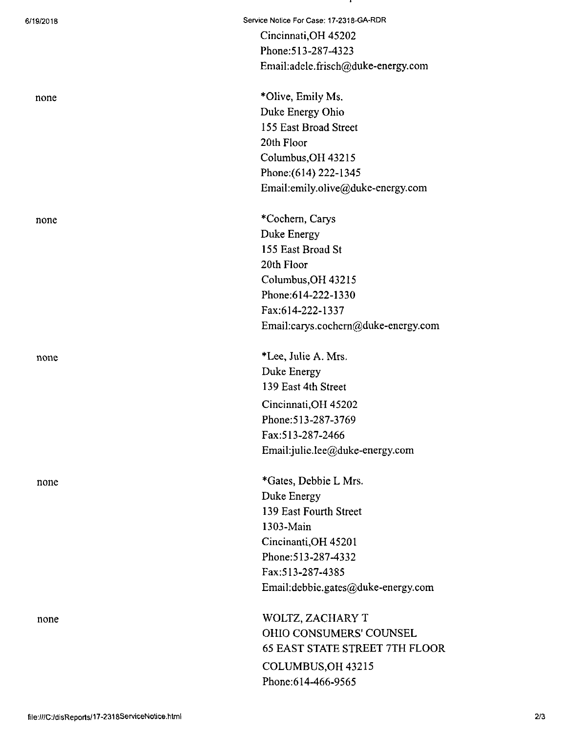Cincinnati,OH 45202
Phone:513-287-4323
Email:adele.frisch@duke-energy.com

| | |
|---|---|
| none | *Olive, Emily Ms.<br>Duke Energy Ohio<br>155 East Broad Street<br>20th Floor<br>Columbus,OH 43215<br>Phone:(614) 222-1345<br>Email:emily.olive@duke-energy.com |
| none | *Cochern, Carys<br>Duke Energy<br>155 East Broad St<br>20th Floor<br>Columbus,OH 43215<br>Phone:614-222-1330<br>Fax:614-222-1337<br>Email:carys.cochern@duke-energy.com |
| none | *Lee, Julie A. Mrs.<br>Duke Energy<br>139 East 4th Street<br>Cincinnati,OH 45202<br>Phone:513-287-3769<br>Fax:513-287-2466<br>Email:julie.lee@duke-energy.com |
| none | *Gates, Debbie L Mrs.<br>Duke Energy<br>139 East Fourth Street<br>1303-Main<br>Cincinanti,OH 45201<br>Phone:513-287-4332<br>Fax:513-287-4385<br>Email:debbie.gates@duke-energy.com |
| none | WOLTZ, ZACHARY T<br>OHIO CONSUMERS' COUNSEL<br>65 EAST STATE STREET 7TH FLOOR<br>COLUMBUS,OH 43215<br>Phone:614-466-9565 |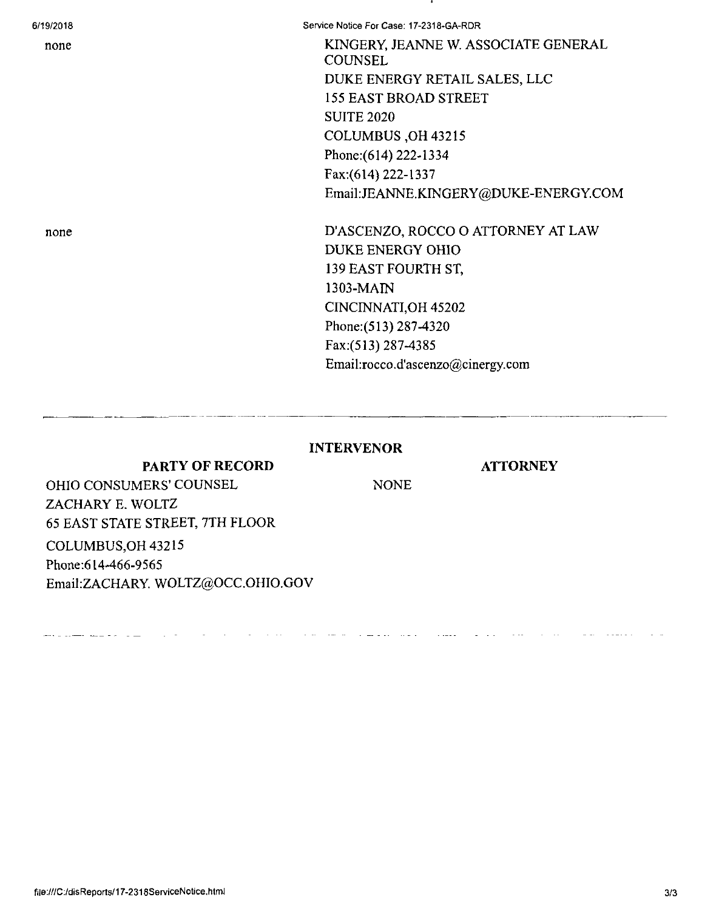| | |
|---|---|
| none | KINGERY, JEANNE W. ASSOCIATE GENERAL COUNSEL<br>DUKE ENERGY RETAIL SALES, LLC<br>155 EAST BROAD STREET<br>SUITE 2020<br>COLUMBUS ,OH 43215<br>Phone:(614) 222-1334<br>Fax:(614) 222-1337<br>Email:JEANNE.KINGERY@DUKE-ENERGY.COM |
| none | D'ASCENZO, ROCCO O ATTORNEY AT LAW<br>DUKE ENERGY OHIO<br>139 EAST FOURTH ST,<br>1303-MAIN<br>CINCINNATI,OH 45202<br>Phone:(513) 287-4320<br>Fax:(513) 287-4385<br>Email:rocco.d'ascenzo@cinergy.com |

---

**INTERVENOR**

| PARTY OF RECORD | ATTORNEY |
|---|---|
| OHIO CONSUMERS' COUNSEL<br>ZACHARY E. WOLTZ<br>65 EAST STATE STREET, 7TH FLOOR<br>COLUMBUS,OH 43215<br>Phone:614-466-9565<br>Email:ZACHARY. WOLTZ@OCC.OHIO.GOV | NONE |